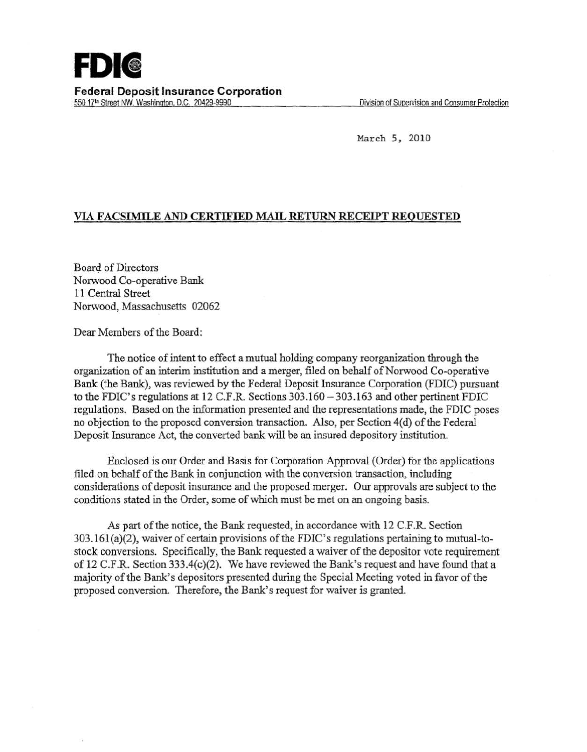# FDIC

**Federal Deposit Insurance Corporation**

550 17th Street NW, Washington, D.C. 20429-9990 — Division of Supervision and Consumer Protection

March 5, 2010

**VIA FACSIMILE AND CERTIFIED MAIL RETURN RECEIPT REQUESTED**

Board of Directors
Norwood Co-operative Bank
11 Central Street
Norwood, Massachusetts 02062

Dear Members of the Board:

The notice of intent to effect a mutual holding company reorganization through the organization of an interim institution and a merger, filed on behalf of Norwood Co-operative Bank (the Bank), was reviewed by the Federal Deposit Insurance Corporation (FDIC) pursuant to the FDIC's regulations at 12 C.F.R. Sections 303.160 – 303.163 and other pertinent FDIC regulations. Based on the information presented and the representations made, the FDIC poses no objection to the proposed conversion transaction. Also, per Section 4(d) of the Federal Deposit Insurance Act, the converted bank will be an insured depository institution.

Enclosed is our Order and Basis for Corporation Approval (Order) for the applications filed on behalf of the Bank in conjunction with the conversion transaction, including considerations of deposit insurance and the proposed merger. Our approvals are subject to the conditions stated in the Order, some of which must be met on an ongoing basis.

As part of the notice, the Bank requested, in accordance with 12 C.F.R. Section 303.161(a)(2), waiver of certain provisions of the FDIC's regulations pertaining to mutual-to-stock conversions. Specifically, the Bank requested a waiver of the depositor vote requirement of 12 C.F.R. Section 333.4(c)(2). We have reviewed the Bank's request and have found that a majority of the Bank's depositors presented during the Special Meeting voted in favor of the proposed conversion. Therefore, the Bank's request for waiver is granted.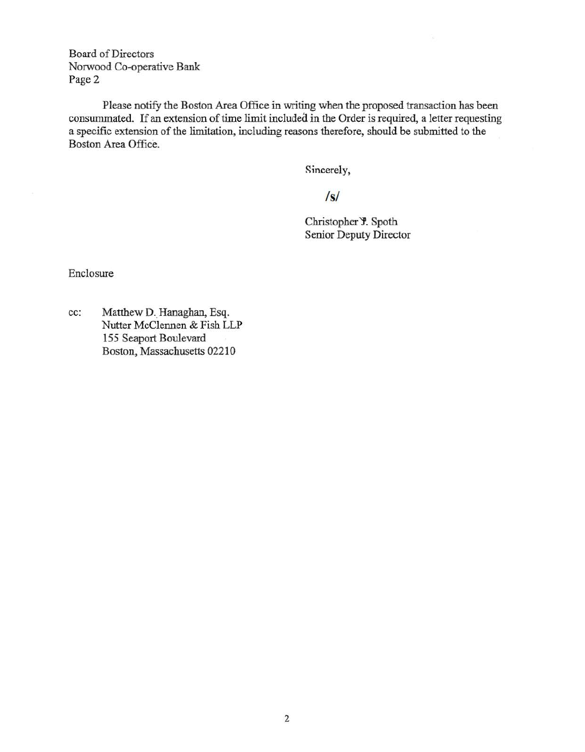Board of Directors
Norwood Co-operative Bank
Page 2

Please notify the Boston Area Office in writing when the proposed transaction has been consummated. If an extension of time limit included in the Order is required, a letter requesting a specific extension of the limitation, including reasons therefore, should be submitted to the Boston Area Office.

Sincerely,

/s/

Christopher J. Spoth
Senior Deputy Director

Enclosure

cc: Matthew D. Hanaghan, Esq.
Nutter McClennen & Fish LLP
155 Seaport Boulevard
Boston, Massachusetts 02210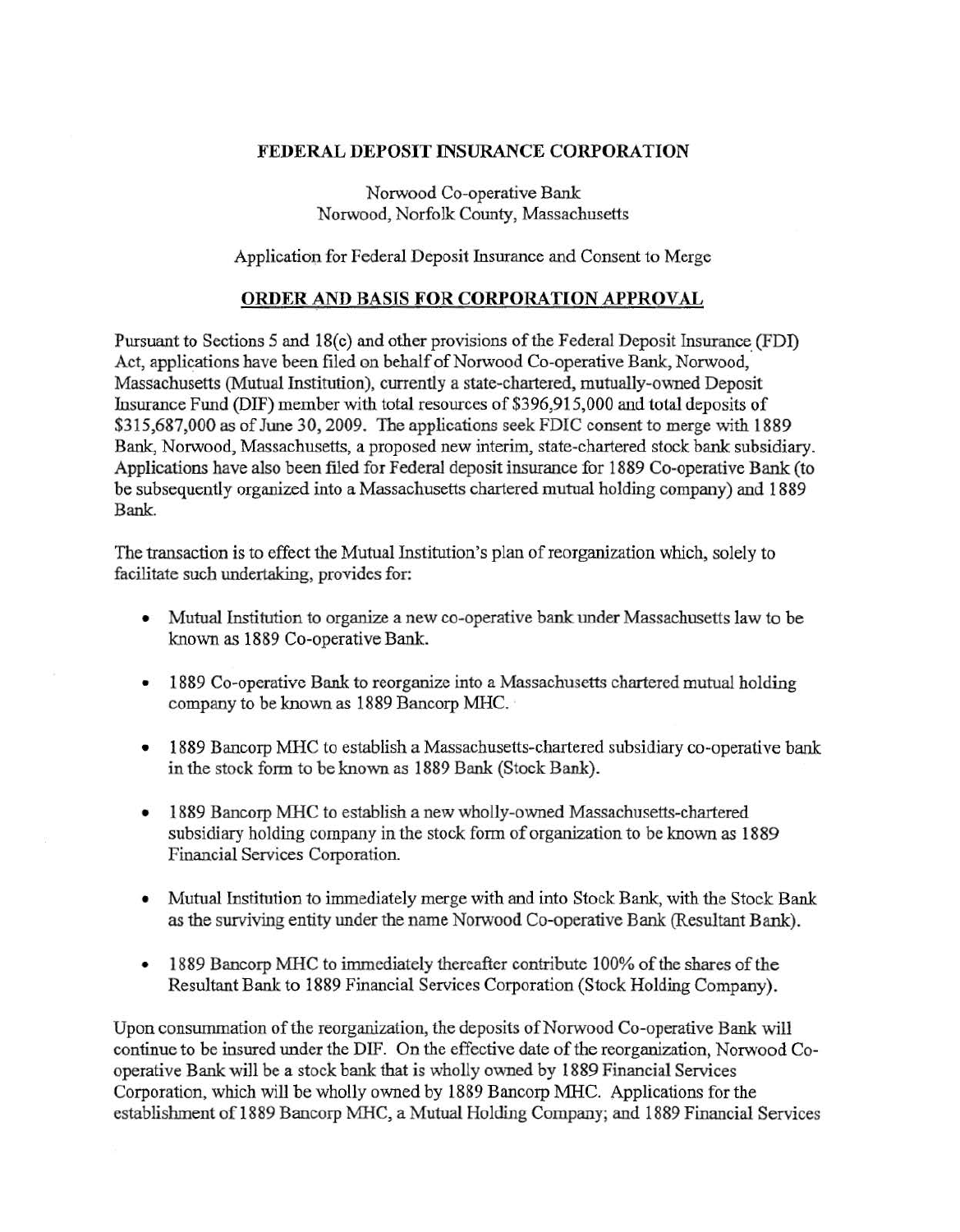**FEDERAL DEPOSIT INSURANCE CORPORATION**

Norwood Co-operative Bank
Norwood, Norfolk County, Massachusetts

Application for Federal Deposit Insurance and Consent to Merge

**ORDER AND BASIS FOR CORPORATION APPROVAL**

Pursuant to Sections 5 and 18(c) and other provisions of the Federal Deposit Insurance (FDI) Act, applications have been filed on behalf of Norwood Co-operative Bank, Norwood, Massachusetts (Mutual Institution), currently a state-chartered, mutually-owned Deposit Insurance Fund (DIF) member with total resources of $396,915,000 and total deposits of $315,687,000 as of June 30, 2009. The applications seek FDIC consent to merge with 1889 Bank, Norwood, Massachusetts, a proposed new interim, state-chartered stock bank subsidiary. Applications have also been filed for Federal deposit insurance for 1889 Co-operative Bank (to be subsequently organized into a Massachusetts chartered mutual holding company) and 1889 Bank.

The transaction is to effect the Mutual Institution's plan of reorganization which, solely to facilitate such undertaking, provides for:

- Mutual Institution to organize a new co-operative bank under Massachusetts law to be known as 1889 Co-operative Bank.
- 1889 Co-operative Bank to reorganize into a Massachusetts chartered mutual holding company to be known as 1889 Bancorp MHC.
- 1889 Bancorp MHC to establish a Massachusetts-chartered subsidiary co-operative bank in the stock form to be known as 1889 Bank (Stock Bank).
- 1889 Bancorp MHC to establish a new wholly-owned Massachusetts-chartered subsidiary holding company in the stock form of organization to be known as 1889 Financial Services Corporation.
- Mutual Institution to immediately merge with and into Stock Bank, with the Stock Bank as the surviving entity under the name Norwood Co-operative Bank (Resultant Bank).
- 1889 Bancorp MHC to immediately thereafter contribute 100% of the shares of the Resultant Bank to 1889 Financial Services Corporation (Stock Holding Company).

Upon consummation of the reorganization, the deposits of Norwood Co-operative Bank will continue to be insured under the DIF. On the effective date of the reorganization, Norwood Co-operative Bank will be a stock bank that is wholly owned by 1889 Financial Services Corporation, which will be wholly owned by 1889 Bancorp MHC. Applications for the establishment of 1889 Bancorp MHC, a Mutual Holding Company; and 1889 Financial Services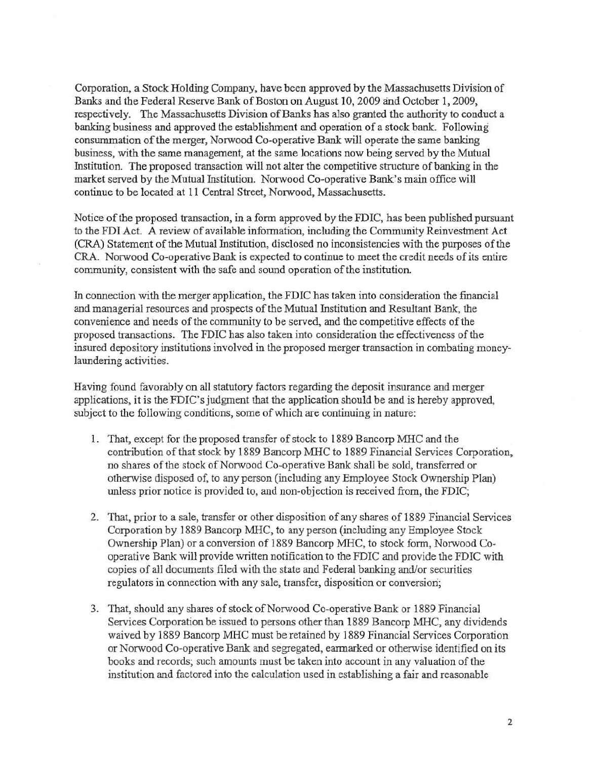Corporation, a Stock Holding Company, have been approved by the Massachusetts Division of Banks and the Federal Reserve Bank of Boston on August 10, 2009 and October 1, 2009, respectively. The Massachusetts Division of Banks has also granted the authority to conduct a banking business and approved the establishment and operation of a stock bank. Following consummation of the merger, Norwood Co-operative Bank will operate the same banking business, with the same management, at the same locations now being served by the Mutual Institution. The proposed transaction will not alter the competitive structure of banking in the market served by the Mutual Institution. Norwood Co-operative Bank's main office will continue to be located at 11 Central Street, Norwood, Massachusetts.

Notice of the proposed transaction, in a form approved by the FDIC, has been published pursuant to the FDI Act. A review of available information, including the Community Reinvestment Act (CRA) Statement of the Mutual Institution, disclosed no inconsistencies with the purposes of the CRA. Norwood Co-operative Bank is expected to continue to meet the credit needs of its entire community, consistent with the safe and sound operation of the institution.

In connection with the merger application, the FDIC has taken into consideration the financial and managerial resources and prospects of the Mutual Institution and Resultant Bank, the convenience and needs of the community to be served, and the competitive effects of the proposed transactions. The FDIC has also taken into consideration the effectiveness of the insured depository institutions involved in the proposed merger transaction in combating money-laundering activities.

Having found favorably on all statutory factors regarding the deposit insurance and merger applications, it is the FDIC's judgment that the application should be and is hereby approved, subject to the following conditions, some of which are continuing in nature:

1. That, except for the proposed transfer of stock to 1889 Bancorp MHC and the contribution of that stock by 1889 Bancorp MHC to 1889 Financial Services Corporation, no shares of the stock of Norwood Co-operative Bank shall be sold, transferred or otherwise disposed of, to any person (including any Employee Stock Ownership Plan) unless prior notice is provided to, and non-objection is received from, the FDIC;

2. That, prior to a sale, transfer or other disposition of any shares of 1889 Financial Services Corporation by 1889 Bancorp MHC, to any person (including any Employee Stock Ownership Plan) or a conversion of 1889 Bancorp MHC, to stock form, Norwood Co-operative Bank will provide written notification to the FDIC and provide the FDIC with copies of all documents filed with the state and Federal banking and/or securities regulators in connection with any sale, transfer, disposition or conversion;

3. That, should any shares of stock of Norwood Co-operative Bank or 1889 Financial Services Corporation be issued to persons other than 1889 Bancorp MHC, any dividends waived by 1889 Bancorp MHC must be retained by 1889 Financial Services Corporation or Norwood Co-operative Bank and segregated, earmarked or otherwise identified on its books and records; such amounts must be taken into account in any valuation of the institution and factored into the calculation used in establishing a fair and reasonable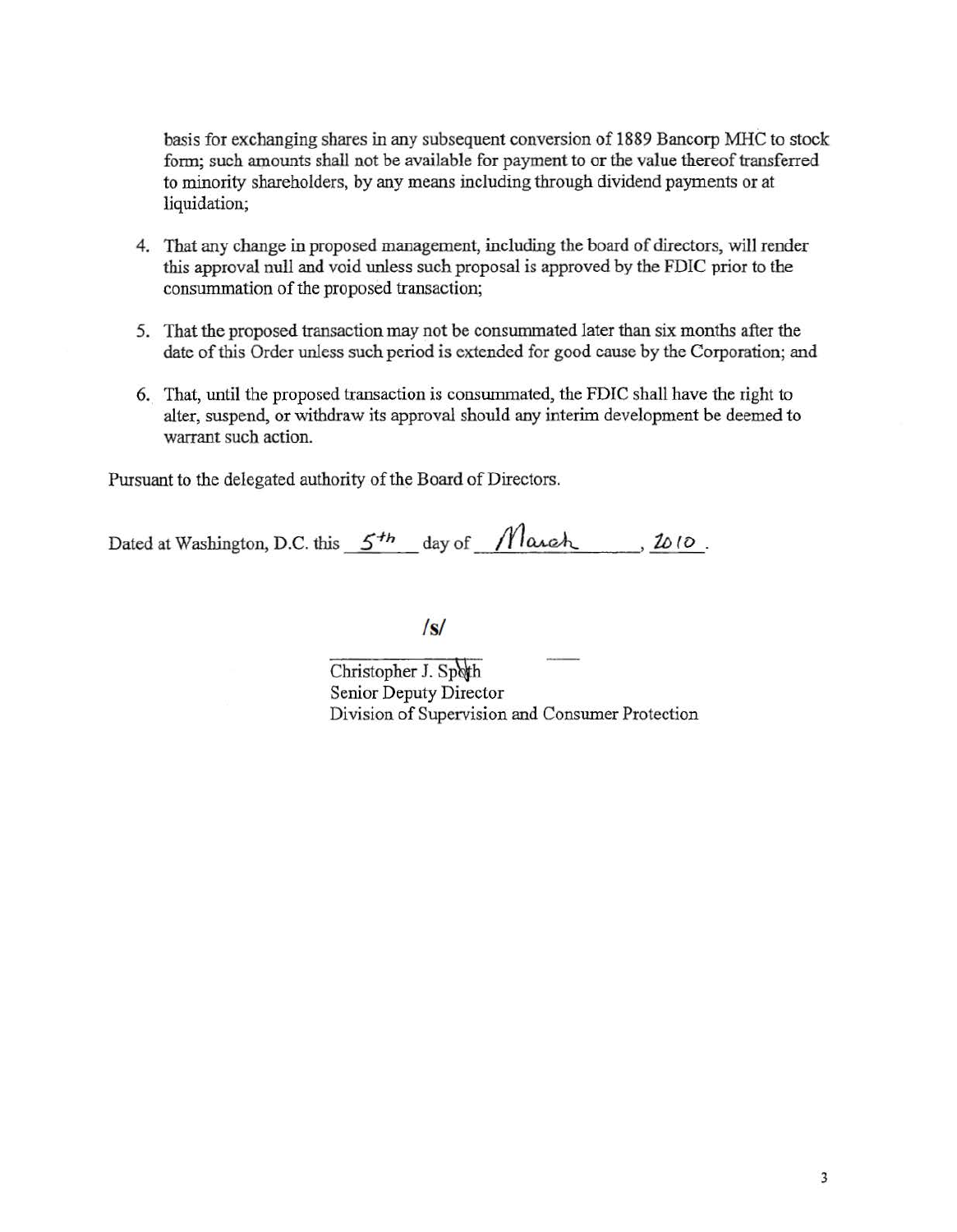basis for exchanging shares in any subsequent conversion of 1889 Bancorp MHC to stock form; such amounts shall not be available for payment to or the value thereof transferred to minority shareholders, by any means including through dividend payments or at liquidation;

4. That any change in proposed management, including the board of directors, will render this approval null and void unless such proposal is approved by the FDIC prior to the consummation of the proposed transaction;

5. That the proposed transaction may not be consummated later than six months after the date of this Order unless such period is extended for good cause by the Corporation; and

6. That, until the proposed transaction is consummated, the FDIC shall have the right to alter, suspend, or withdraw its approval should any interim development be deemed to warrant such action.

Pursuant to the delegated authority of the Board of Directors.

Dated at Washington, D.C. this 5th day of March, 2010.

/s/

Christopher J. Spoth
Senior Deputy Director
Division of Supervision and Consumer Protection